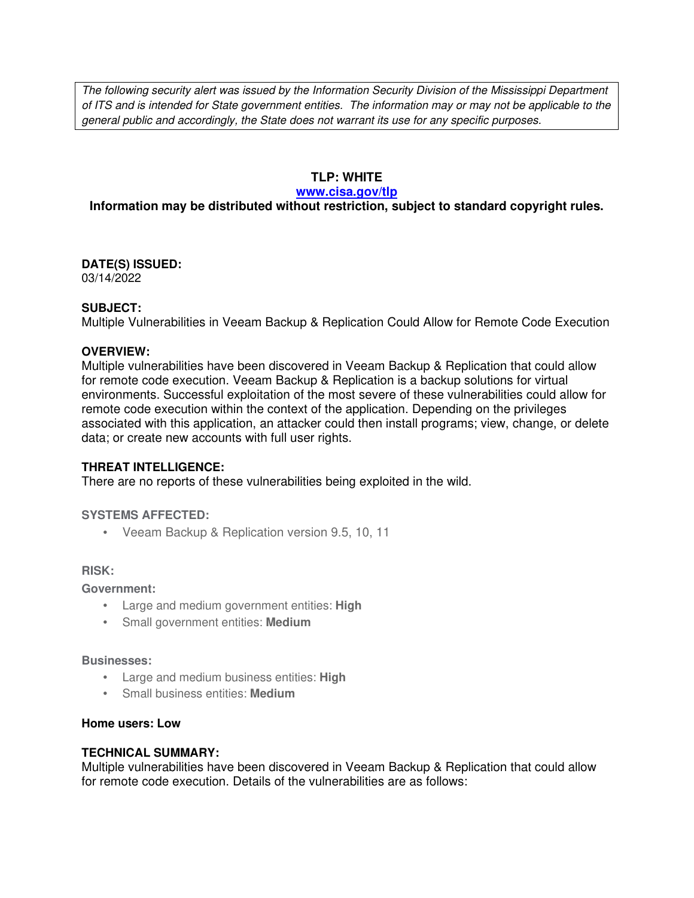*The following security alert was issued by the Information Security Division of the Mississippi Department of ITS and is intended for State government entities. The information may or may not be applicable to the general public and accordingly, the State does not warrant its use for any specific purposes.*

**TLP: WHITE**

**[www.cisa.gov/tlp](http://www.cisa.gov/tlp)**

**Information may be distributed without restriction, subject to standard copyright rules.**

**DATE(S) ISSUED:**
03/14/2022

**SUBJECT:**
Multiple Vulnerabilities in Veeam Backup & Replication Could Allow for Remote Code Execution

**OVERVIEW:**
Multiple vulnerabilities have been discovered in Veeam Backup & Replication that could allow for remote code execution. Veeam Backup & Replication is a backup solutions for virtual environments. Successful exploitation of the most severe of these vulnerabilities could allow for remote code execution within the context of the application. Depending on the privileges associated with this application, an attacker could then install programs; view, change, or delete data; or create new accounts with full user rights.

**THREAT INTELLIGENCE:**
There are no reports of these vulnerabilities being exploited in the wild.

**SYSTEMS AFFECTED:**

- Veeam Backup & Replication version 9.5, 10, 11

**RISK:**

**Government:**

- Large and medium government entities: **High**
- Small government entities: **Medium**

**Businesses:**

- Large and medium business entities: **High**
- Small business entities: **Medium**

**Home users: Low**

**TECHNICAL SUMMARY:**
Multiple vulnerabilities have been discovered in Veeam Backup & Replication that could allow for remote code execution. Details of the vulnerabilities are as follows: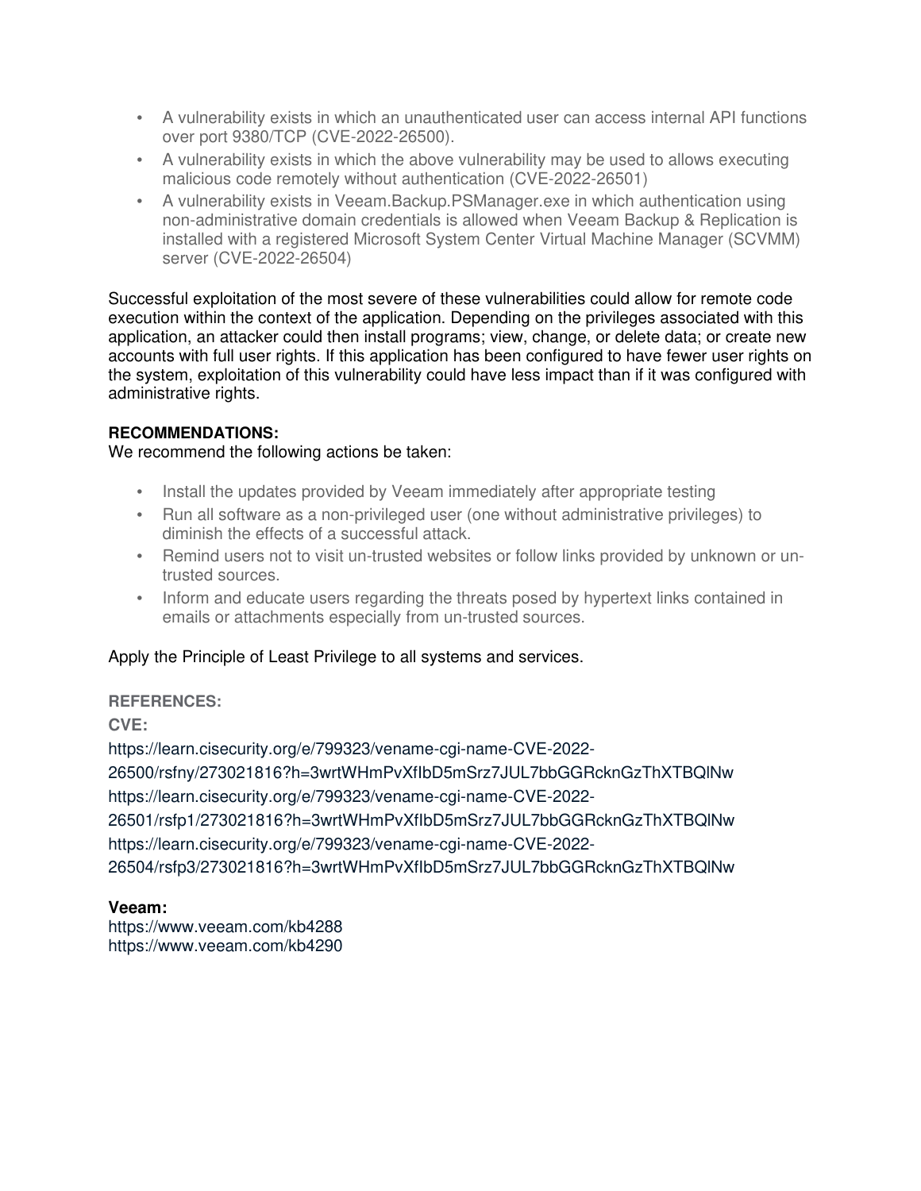- A vulnerability exists in which an unauthenticated user can access internal API functions over port 9380/TCP (CVE-2022-26500).
- A vulnerability exists in which the above vulnerability may be used to allows executing malicious code remotely without authentication (CVE-2022-26501)
- A vulnerability exists in Veeam.Backup.PSManager.exe in which authentication using non-administrative domain credentials is allowed when Veeam Backup & Replication is installed with a registered Microsoft System Center Virtual Machine Manager (SCVMM) server (CVE-2022-26504)

Successful exploitation of the most severe of these vulnerabilities could allow for remote code execution within the context of the application. Depending on the privileges associated with this application, an attacker could then install programs; view, change, or delete data; or create new accounts with full user rights. If this application has been configured to have fewer user rights on the system, exploitation of this vulnerability could have less impact than if it was configured with administrative rights.

**RECOMMENDATIONS:**

We recommend the following actions be taken:

- Install the updates provided by Veeam immediately after appropriate testing
- Run all software as a non-privileged user (one without administrative privileges) to diminish the effects of a successful attack.
- Remind users not to visit un-trusted websites or follow links provided by unknown or un-trusted sources.
- Inform and educate users regarding the threats posed by hypertext links contained in emails or attachments especially from un-trusted sources.

Apply the Principle of Least Privilege to all systems and services.

**REFERENCES:**

**CVE:**

https://learn.cisecurity.org/e/799323/vename-cgi-name-CVE-2022-26500/rsfny/273021816?h=3wrtWHmPvXfIbD5mSrz7JUL7bbGGRcknGzThXTBQlNw
https://learn.cisecurity.org/e/799323/vename-cgi-name-CVE-2022-26501/rsfp1/273021816?h=3wrtWHmPvXfIbD5mSrz7JUL7bbGGRcknGzThXTBQlNw
https://learn.cisecurity.org/e/799323/vename-cgi-name-CVE-2022-26504/rsfp3/273021816?h=3wrtWHmPvXfIbD5mSrz7JUL7bbGGRcknGzThXTBQlNw

**Veeam:**

https://www.veeam.com/kb4288
https://www.veeam.com/kb4290